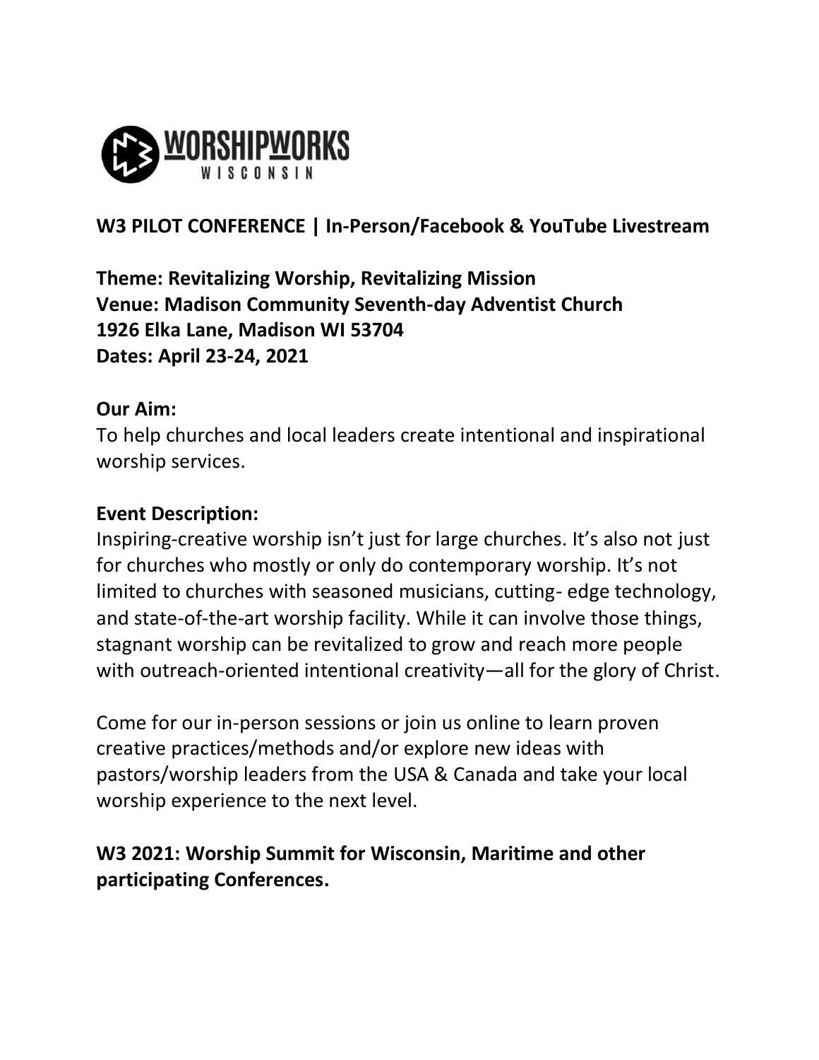WORSHIPWORKS
WISCONSIN

## W3 PILOT CONFERENCE | In-Person/Facebook & YouTube Livestream

**Theme: Revitalizing Worship, Revitalizing Mission**
**Venue: Madison Community Seventh-day Adventist Church**
**1926 Elka Lane, Madison WI 53704**
**Dates: April 23-24, 2021**

**Our Aim:**
To help churches and local leaders create intentional and inspirational worship services.

**Event Description:**
Inspiring-creative worship isn't just for large churches. It's also not just for churches who mostly or only do contemporary worship. It's not limited to churches with seasoned musicians, cutting- edge technology, and state-of-the-art worship facility. While it can involve those things, stagnant worship can be revitalized to grow and reach more people with outreach-oriented intentional creativity—all for the glory of Christ.

Come for our in-person sessions or join us online to learn proven creative practices/methods and/or explore new ideas with pastors/worship leaders from the USA & Canada and take your local worship experience to the next level.

**W3 2021: Worship Summit for Wisconsin, Maritime and other participating Conferences.**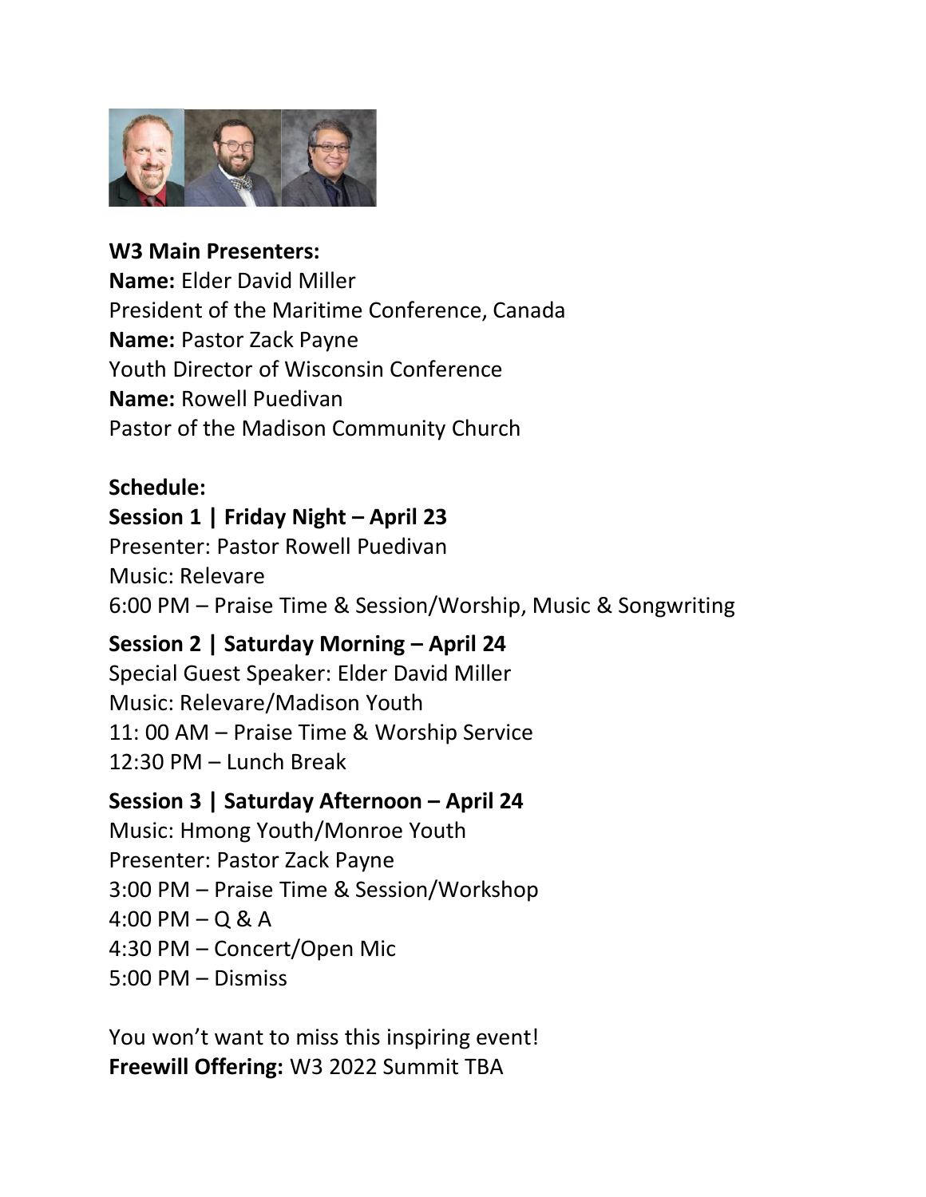**W3 Main Presenters:**
**Name:** Elder David Miller
President of the Maritime Conference, Canada
**Name:** Pastor Zack Payne
Youth Director of Wisconsin Conference
**Name:** Rowell Puedivan
Pastor of the Madison Community Church

**Schedule:**

**Session 1 | Friday Night – April 23**
Presenter: Pastor Rowell Puedivan
Music: Relevare
6:00 PM – Praise Time & Session/Worship, Music & Songwriting

**Session 2 | Saturday Morning – April 24**
Special Guest Speaker: Elder David Miller
Music: Relevare/Madison Youth
11: 00 AM – Praise Time & Worship Service
12:30 PM – Lunch Break

**Session 3 | Saturday Afternoon – April 24**
Music: Hmong Youth/Monroe Youth
Presenter: Pastor Zack Payne
3:00 PM – Praise Time & Session/Workshop
4:00 PM – Q & A
4:30 PM – Concert/Open Mic
5:00 PM – Dismiss

You won't want to miss this inspiring event!
**Freewill Offering:** W3 2022 Summit TBA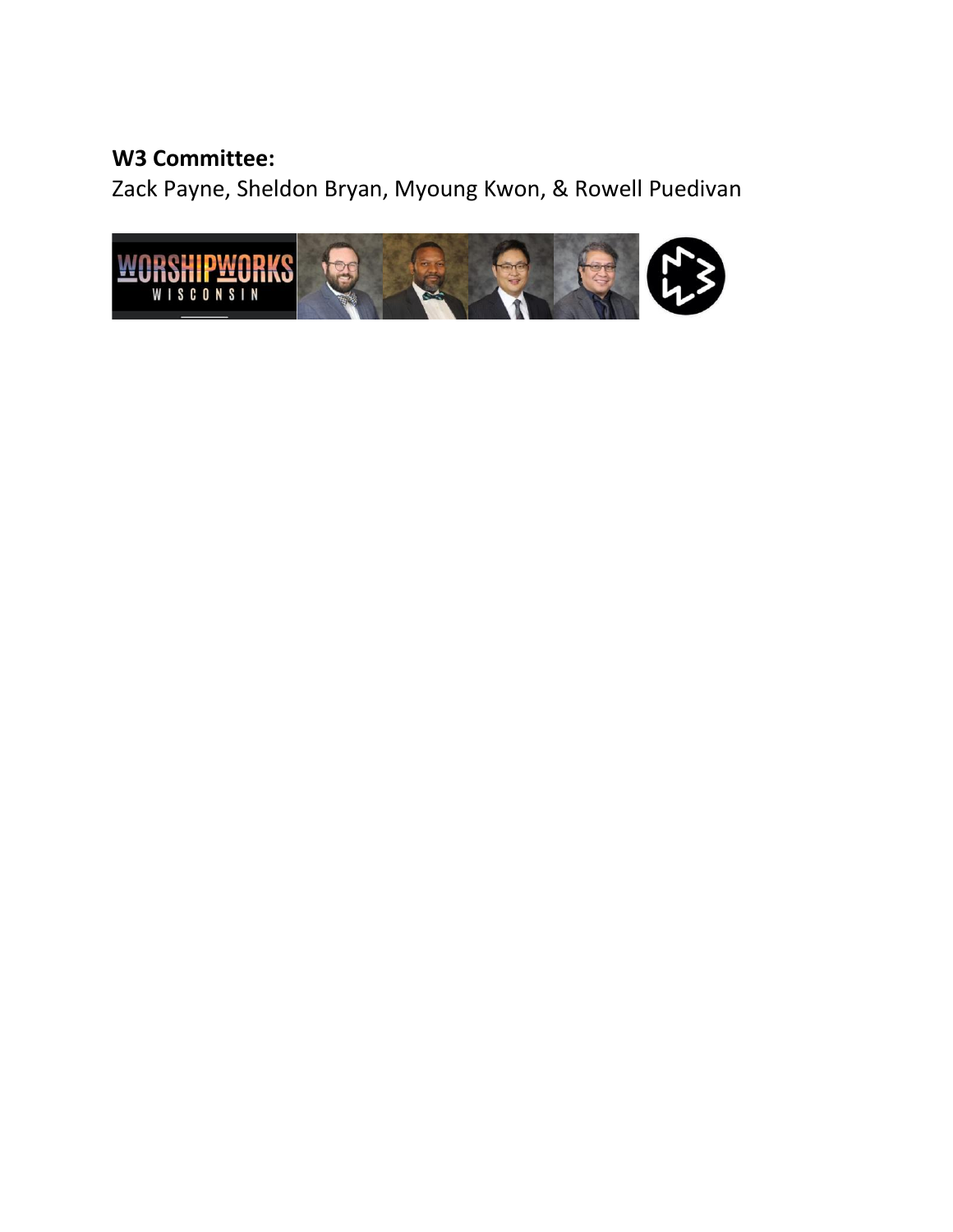**W3 Committee:**

Zack Payne, Sheldon Bryan, Myoung Kwon, & Rowell Puedivan